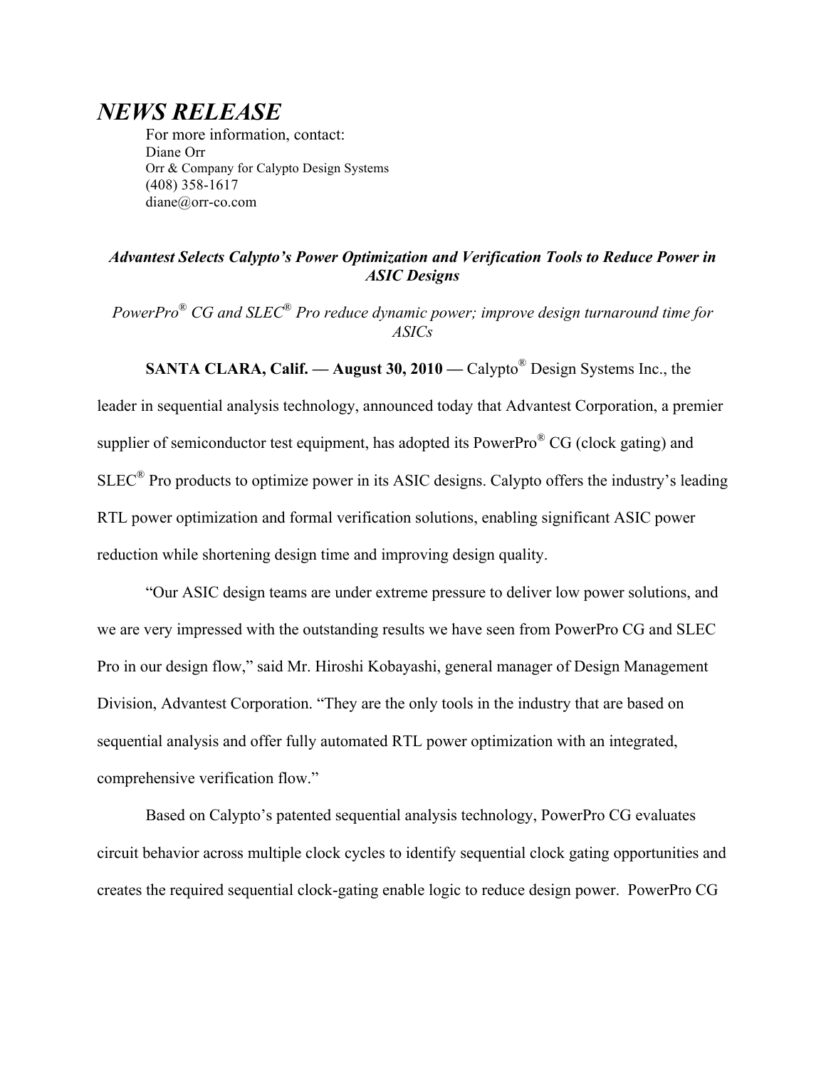# NEWS RELEASE

For more information, contact:
Diane Orr
Orr & Company for Calypto Design Systems
(408) 358-1617
diane@orr-co.com

***Advantest Selects Calypto's Power Optimization and Verification Tools to Reduce Power in ASIC Designs***

*PowerPro® CG and SLEC® Pro reduce dynamic power; improve design turnaround time for ASICs*

**SANTA CLARA, Calif. — August 30, 2010 —** Calypto® Design Systems Inc., the leader in sequential analysis technology, announced today that Advantest Corporation, a premier supplier of semiconductor test equipment, has adopted its PowerPro® CG (clock gating) and SLEC® Pro products to optimize power in its ASIC designs. Calypto offers the industry's leading RTL power optimization and formal verification solutions, enabling significant ASIC power reduction while shortening design time and improving design quality.

"Our ASIC design teams are under extreme pressure to deliver low power solutions, and we are very impressed with the outstanding results we have seen from PowerPro CG and SLEC Pro in our design flow," said Mr. Hiroshi Kobayashi, general manager of Design Management Division, Advantest Corporation. "They are the only tools in the industry that are based on sequential analysis and offer fully automated RTL power optimization with an integrated, comprehensive verification flow."

Based on Calypto's patented sequential analysis technology, PowerPro CG evaluates circuit behavior across multiple clock cycles to identify sequential clock gating opportunities and creates the required sequential clock-gating enable logic to reduce design power. PowerPro CG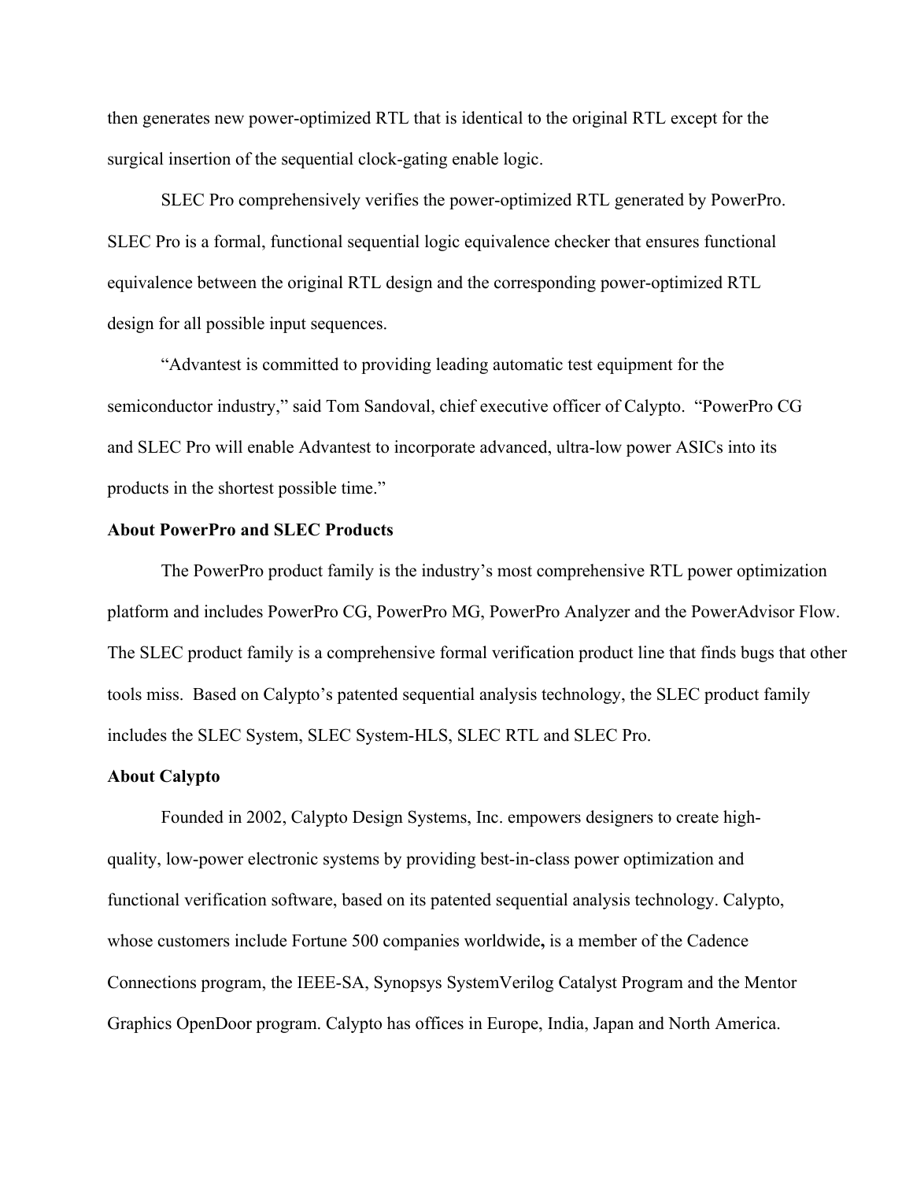then generates new power-optimized RTL that is identical to the original RTL except for the surgical insertion of the sequential clock-gating enable logic.

SLEC Pro comprehensively verifies the power-optimized RTL generated by PowerPro. SLEC Pro is a formal, functional sequential logic equivalence checker that ensures functional equivalence between the original RTL design and the corresponding power-optimized RTL design for all possible input sequences.

“Advantest is committed to providing leading automatic test equipment for the semiconductor industry,” said Tom Sandoval, chief executive officer of Calypto. “PowerPro CG and SLEC Pro will enable Advantest to incorporate advanced, ultra-low power ASICs into its products in the shortest possible time.”

**About PowerPro and SLEC Products**

The PowerPro product family is the industry’s most comprehensive RTL power optimization platform and includes PowerPro CG, PowerPro MG, PowerPro Analyzer and the PowerAdvisor Flow. The SLEC product family is a comprehensive formal verification product line that finds bugs that other tools miss. Based on Calypto’s patented sequential analysis technology, the SLEC product family includes the SLEC System, SLEC System-HLS, SLEC RTL and SLEC Pro.

**About Calypto**

Founded in 2002, Calypto Design Systems, Inc. empowers designers to create high-quality, low-power electronic systems by providing best-in-class power optimization and functional verification software, based on its patented sequential analysis technology. Calypto, whose customers include Fortune 500 companies worldwide**,** is a member of the Cadence Connections program, the IEEE-SA, Synopsys SystemVerilog Catalyst Program and the Mentor Graphics OpenDoor program. Calypto has offices in Europe, India, Japan and North America.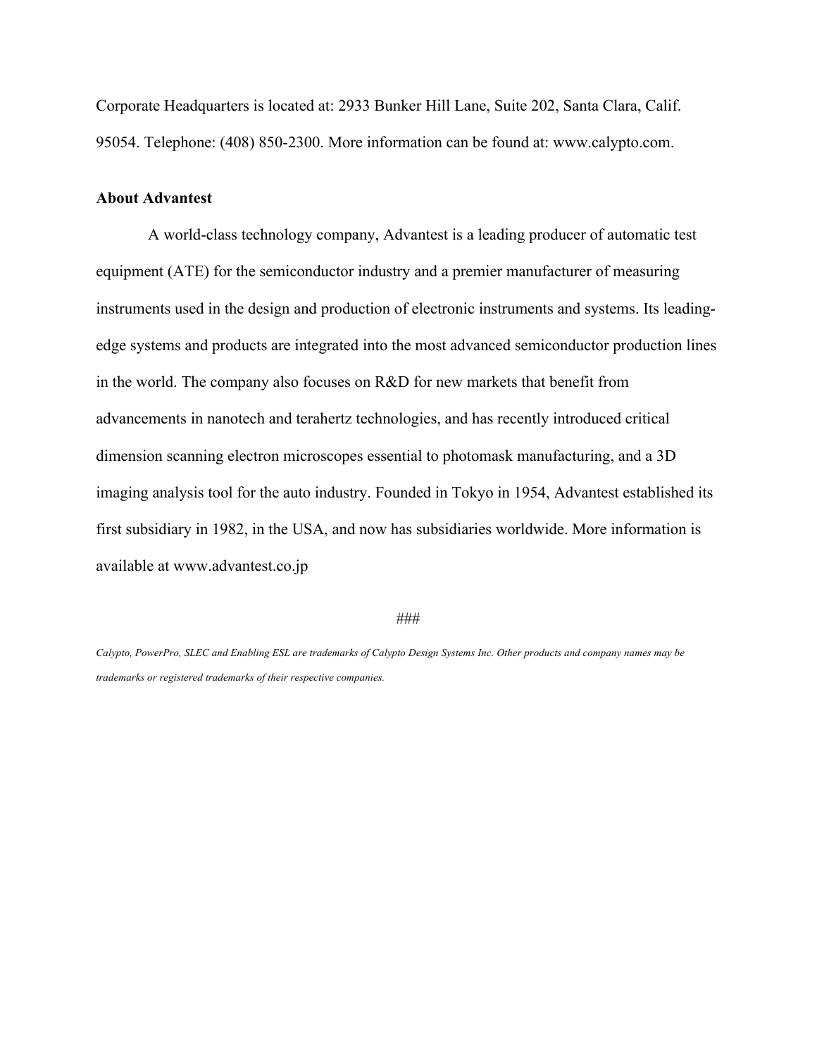Corporate Headquarters is located at: 2933 Bunker Hill Lane, Suite 202, Santa Clara, Calif. 95054. Telephone: (408) 850-2300. More information can be found at: www.calypto.com.

**About Advantest**

A world-class technology company, Advantest is a leading producer of automatic test equipment (ATE) for the semiconductor industry and a premier manufacturer of measuring instruments used in the design and production of electronic instruments and systems. Its leading-edge systems and products are integrated into the most advanced semiconductor production lines in the world. The company also focuses on R&D for new markets that benefit from advancements in nanotech and terahertz technologies, and has recently introduced critical dimension scanning electron microscopes essential to photomask manufacturing, and a 3D imaging analysis tool for the auto industry. Founded in Tokyo in 1954, Advantest established its first subsidiary in 1982, in the USA, and now has subsidiaries worldwide. More information is available at www.advantest.co.jp

###

*Calypto, PowerPro, SLEC and Enabling ESL are trademarks of Calypto Design Systems Inc. Other products and company names may be trademarks or registered trademarks of their respective companies.*